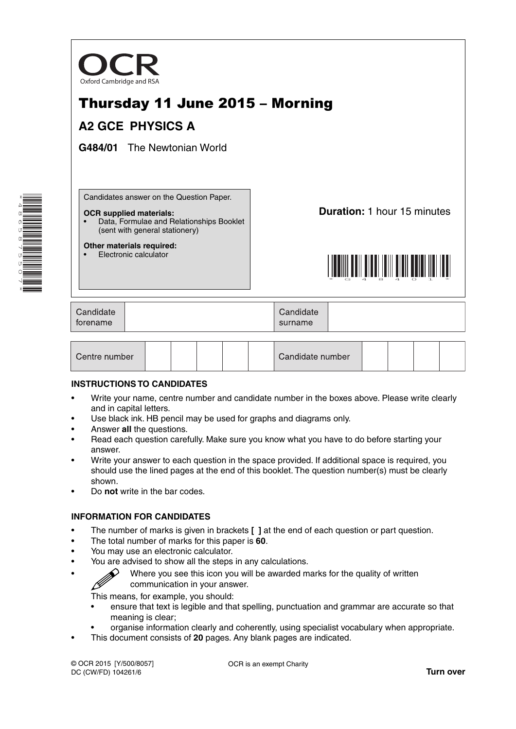OCR

Oxford Cambridge and RSA

# Thursday 11 June 2015 – Morning

## A2 GCE PHYSICS A

**G484/01** The Newtonian World

Candidates answer on the Question Paper.

**OCR supplied materials:**
- Data, Formulae and Relationships Booklet (sent with general stationery)

**Other materials required:**
- Electronic calculator

**Duration:** 1 hour 15 minutes

| Candidate forename | | Candidate surname | |
|---|---|---|---|

| Centre number | | | | | | Candidate number | | | | |
|---|---|---|---|---|---|---|---|---|---|---|

### INSTRUCTIONS TO CANDIDATES

- Write your name, centre number and candidate number in the boxes above. Please write clearly and in capital letters.
- Use black ink. HB pencil may be used for graphs and diagrams only.
- Answer **all** the questions.
- Read each question carefully. Make sure you know what you have to do before starting your answer.
- Write your answer to each question in the space provided. If additional space is required, you should use the lined pages at the end of this booklet. The question number(s) must be clearly shown.
- Do **not** write in the bar codes.

### INFORMATION FOR CANDIDATES

- The number of marks is given in brackets **[ ]** at the end of each question or part question.
- The total number of marks for this paper is **60**.
- You may use an electronic calculator.
- You are advised to show all the steps in any calculations.
- Where you see this icon you will be awarded marks for the quality of written communication in your answer.

  This means, for example, you should:
  - ensure that text is legible and that spelling, punctuation and grammar are accurate so that meaning is clear;
  - organise information clearly and coherently, using specialist vocabulary when appropriate.
- This document consists of **20** pages. Any blank pages are indicated.

© OCR 2015 [Y/500/8057]
DC (CW/FD) 104261/6

OCR is an exempt Charity

**Turn over**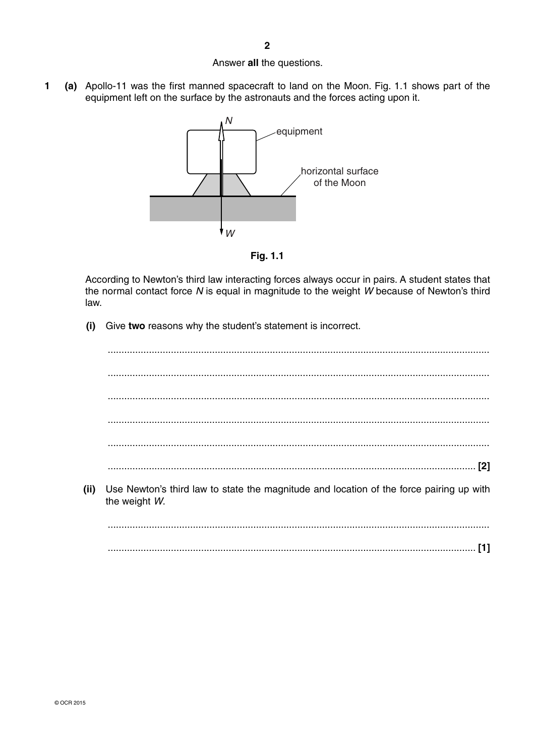Answer **all** the questions.

**1 (a)** Apollo-11 was the first manned spacecraft to land on the Moon. Fig. 1.1 shows part of the equipment left on the surface by the astronauts and the forces acting upon it.

N

equipment

horizontal surface of the Moon

W

**Fig. 1.1**

According to Newton's third law interacting forces always occur in pairs. A student states that the normal contact force *N* is equal in magnitude to the weight *W* because of Newton's third law.

**(i)** Give **two** reasons why the student's statement is incorrect.

...........................................................................................................................................

...........................................................................................................................................

...........................................................................................................................................

...........................................................................................................................................

...........................................................................................................................................

...................................................................................................................................... **[2]**

**(ii)** Use Newton's third law to state the magnitude and location of the force pairing up with the weight *W*.

...........................................................................................................................................

...................................................................................................................................... **[1]**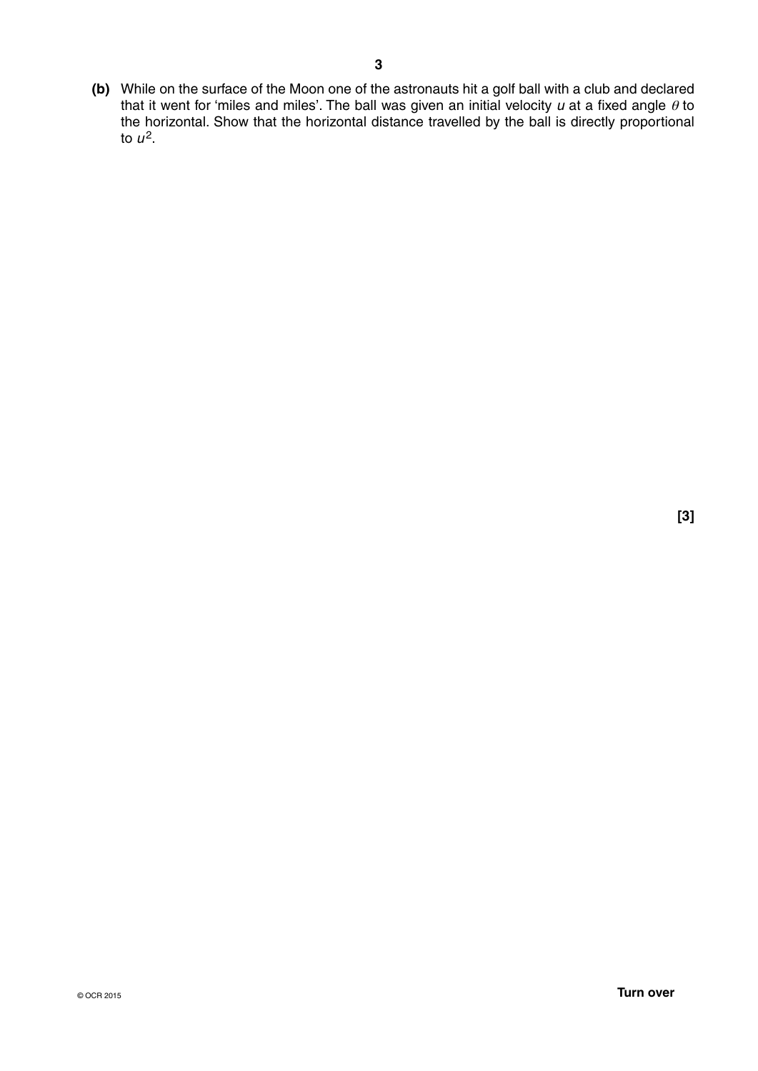**(b)** While on the surface of the Moon one of the astronauts hit a golf ball with a club and declared that it went for 'miles and miles'. The ball was given an initial velocity $u$ at a fixed angle $\theta$ to the horizontal. Show that the horizontal distance travelled by the ball is directly proportional to $u^2$.

**[3]**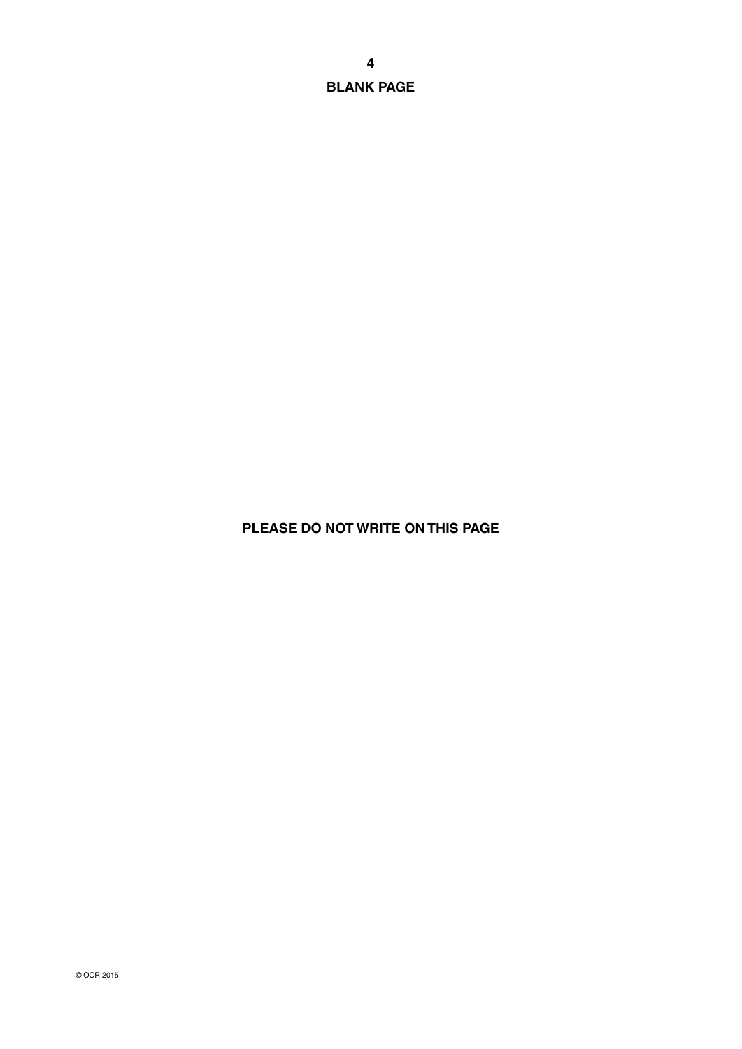**BLANK PAGE**

**PLEASE DO NOT WRITE ON THIS PAGE**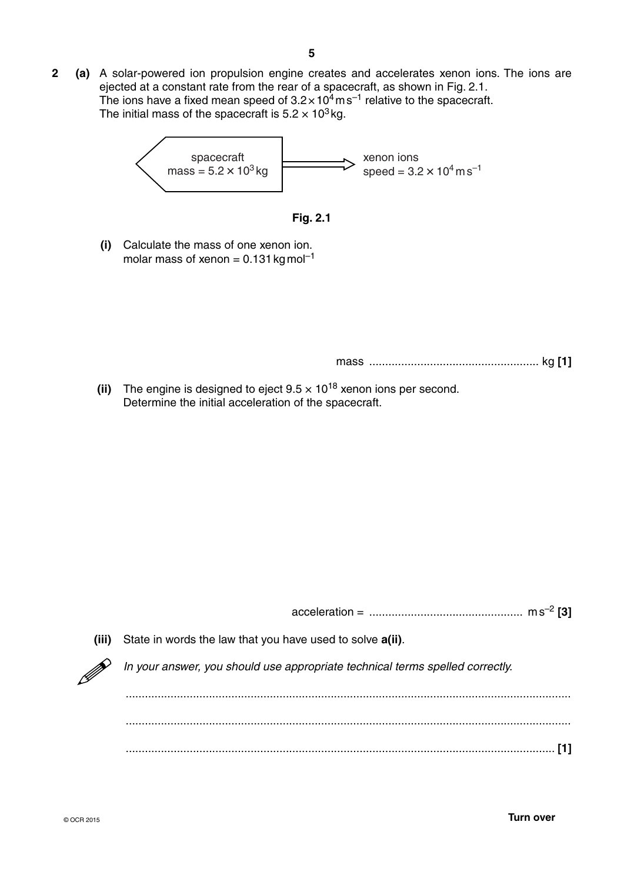**2** **(a)** A solar-powered ion propulsion engine creates and accelerates xenon ions. The ions are ejected at a constant rate from the rear of a spacecraft, as shown in Fig. 2.1.
The ions have a fixed mean speed of $3.2 \times 10^4\,\text{m s}^{-1}$ relative to the spacecraft.
The initial mass of the spacecraft is $5.2 \times 10^3\,\text{kg}$.

spacecraft
mass = $5.2 \times 10^3\,\text{kg}$

xenon ions
speed = $3.2 \times 10^4\,\text{m s}^{-1}$

**Fig. 2.1**

**(i)** Calculate the mass of one xenon ion.
molar mass of xenon = $0.131\,\text{kg mol}^{-1}$

mass ..................................................... kg **[1]**

**(ii)** The engine is designed to eject $9.5 \times 10^{18}$ xenon ions per second.
Determine the initial acceleration of the spacecraft.

acceleration = ................................................ $\text{m s}^{-2}$ **[3]**

**(iii)** State in words the law that you have used to solve **a(ii)**.

*In your answer, you should use appropriate technical terms spelled correctly.*

...........................................................................................................................................

...........................................................................................................................................

...................................................................................................................................... **[1]**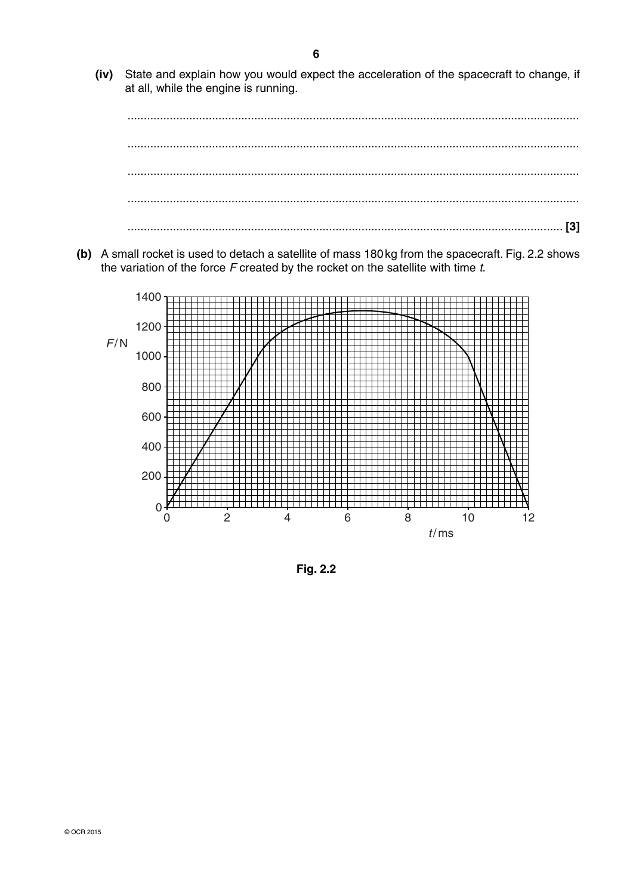**(iv)** State and explain how you would expect the acceleration of the spacecraft to change, if at all, while the engine is running.

..........................................................................................................................................

..........................................................................................................................................

..........................................................................................................................................

..........................................................................................................................................

.................................................................................................................................... **[3]**

**(b)** A small rocket is used to detach a satellite of mass 180 kg from the spacecraft. Fig. 2.2 shows the variation of the force $F$ created by the rocket on the satellite with time $t$.

**Fig. 2.2**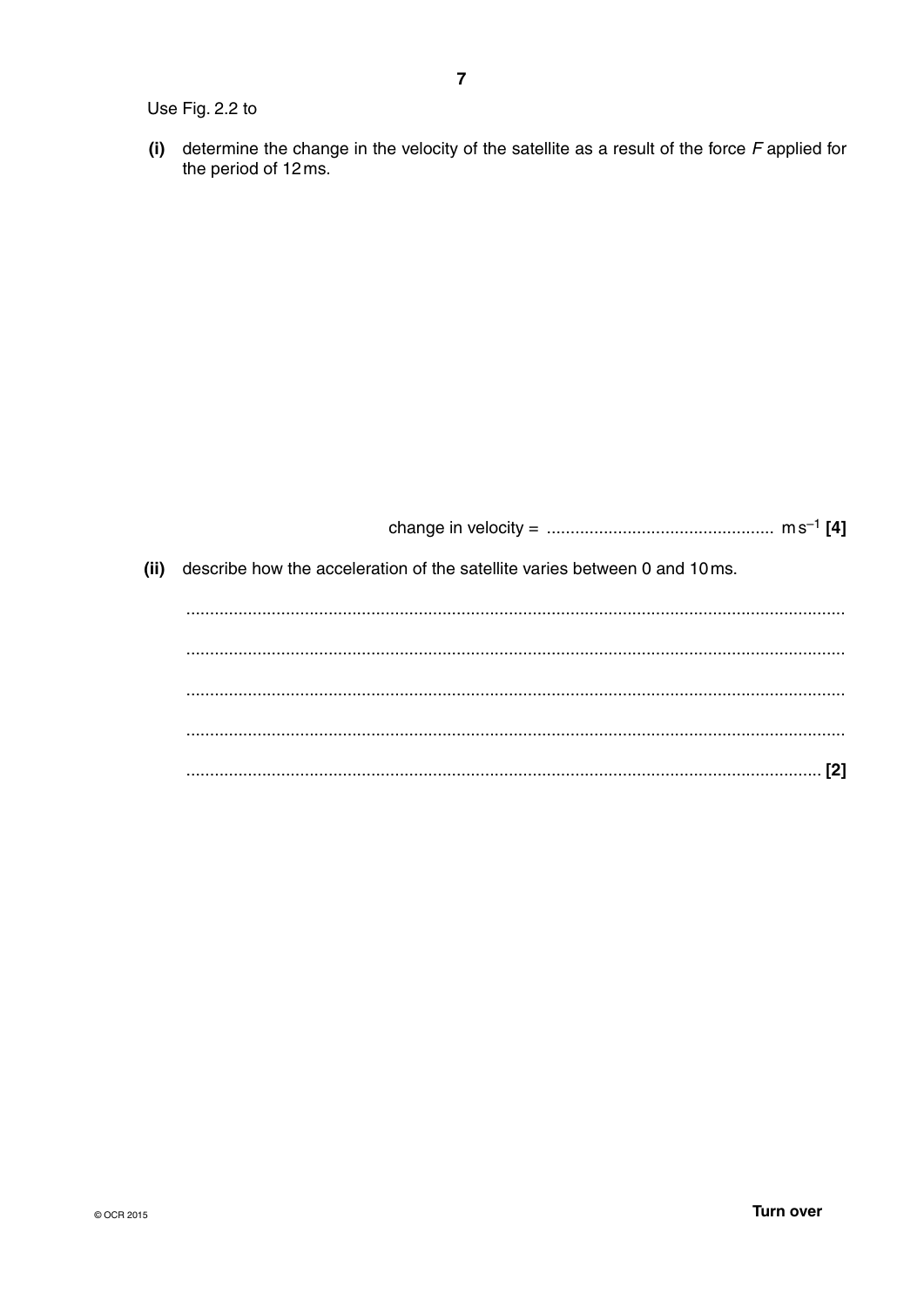Use Fig. 2.2 to

**(i)** determine the change in the velocity of the satellite as a result of the force $F$ applied for the period of 12 ms.

change in velocity = ................................................ $m\,s^{-1}$ **[4]**

**(ii)** describe how the acceleration of the satellite varies between 0 and 10 ms.

...........................................................................................................................................

...........................................................................................................................................

...........................................................................................................................................

...........................................................................................................................................

...................................................................................................................................... **[2]**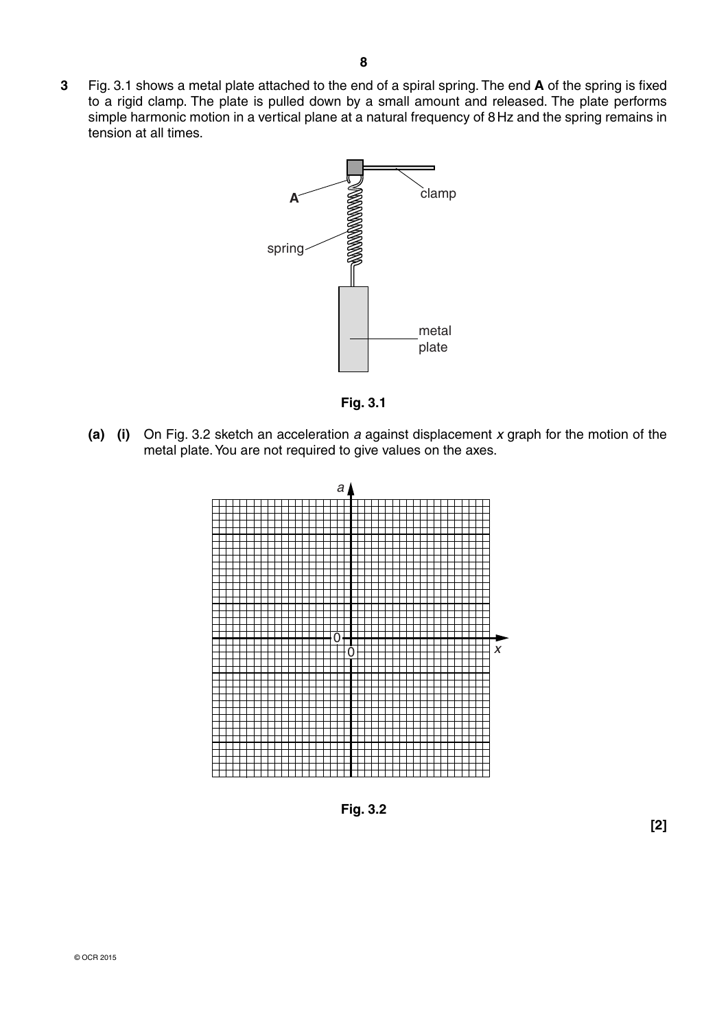**3** Fig. 3.1 shows a metal plate attached to the end of a spiral spring. The end **A** of the spring is fixed to a rigid clamp. The plate is pulled down by a small amount and released. The plate performs simple harmonic motion in a vertical plane at a natural frequency of 8 Hz and the spring remains in tension at all times.

**Fig. 3.1**

**(a) (i)** On Fig. 3.2 sketch an acceleration $a$ against displacement $x$ graph for the motion of the metal plate. You are not required to give values on the axes.

**Fig. 3.2**

**[2]**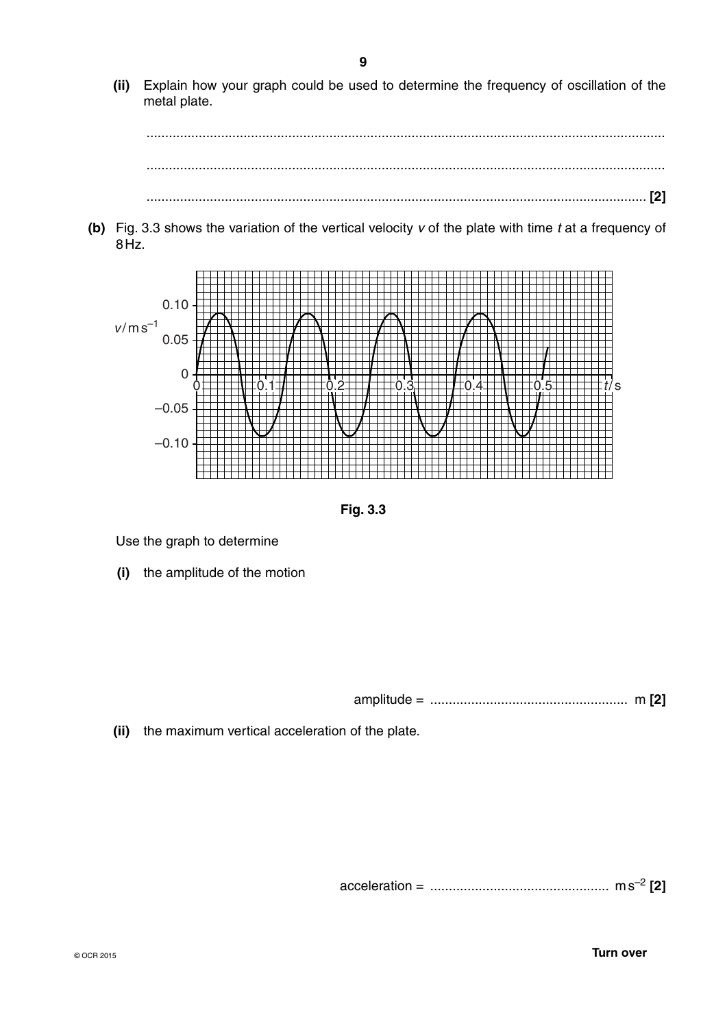**(ii)** Explain how your graph could be used to determine the frequency of oscillation of the metal plate.

..........................................................................................................................................

..........................................................................................................................................

.................................................................................................................................... **[2]**

**(b)** Fig. 3.3 shows the variation of the vertical velocity $v$ of the plate with time $t$ at a frequency of 8 Hz.

**Fig. 3.3**

Use the graph to determine

**(i)** the amplitude of the motion

amplitude = .................................................... m **[2]**

**(ii)** the maximum vertical acceleration of the plate.

acceleration = ................................................ m s$^{-2}$ **[2]**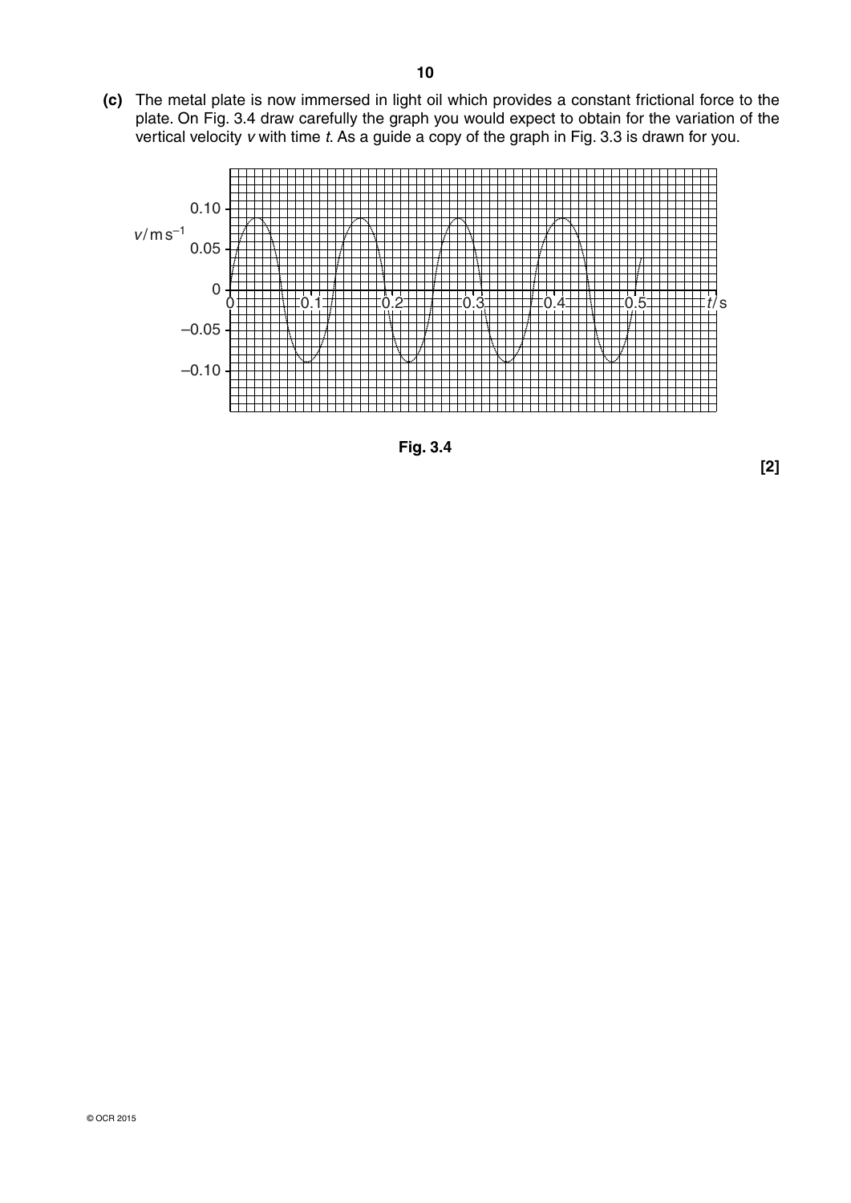**(c)** The metal plate is now immersed in light oil which provides a constant frictional force to the plate. On Fig. 3.4 draw carefully the graph you would expect to obtain for the variation of the vertical velocity $v$ with time $t$. As a guide a copy of the graph in Fig. 3.3 is drawn for you.

Fig. 3.4

**[2]**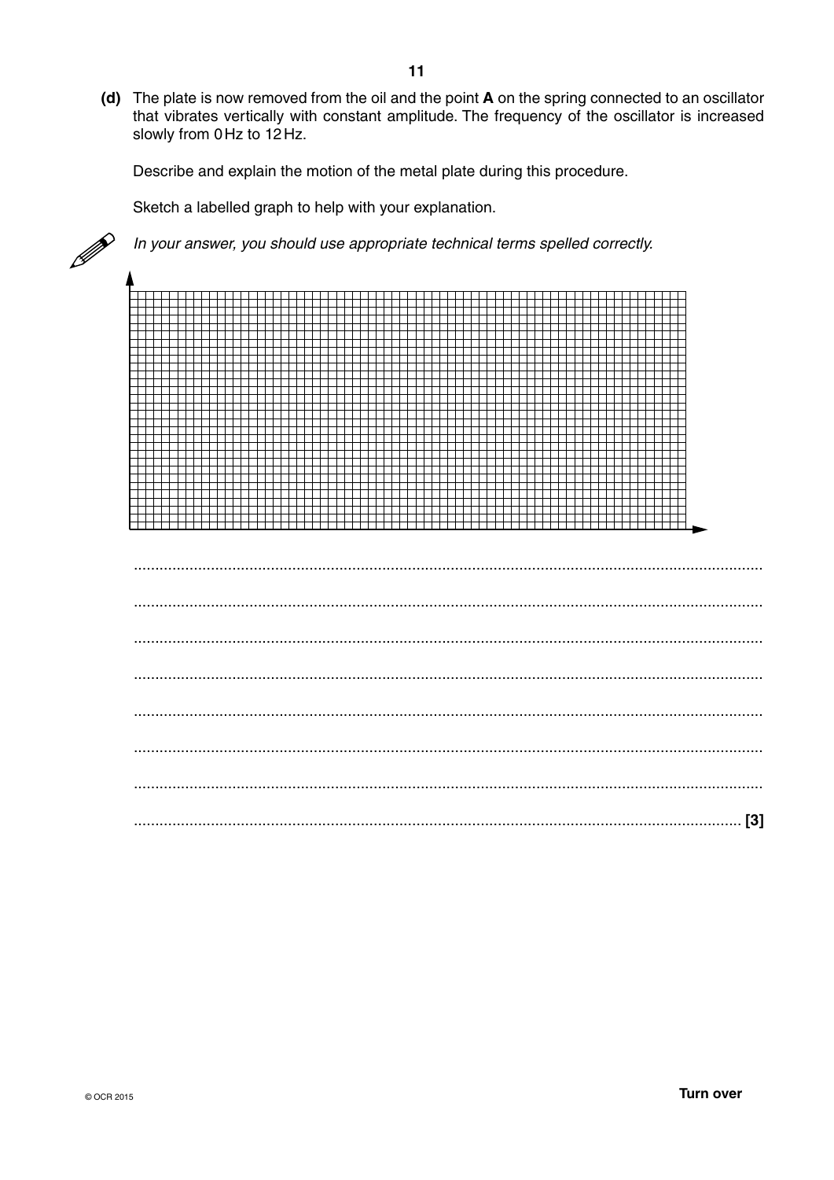**(d)** The plate is now removed from the oil and the point **A** on the spring connected to an oscillator that vibrates vertically with constant amplitude. The frequency of the oscillator is increased slowly from 0 Hz to 12 Hz.

Describe and explain the motion of the metal plate during this procedure.

Sketch a labelled graph to help with your explanation.

*In your answer, you should use appropriate technical terms spelled correctly.*

..................................................................................................................................................

..................................................................................................................................................

..................................................................................................................................................

..................................................................................................................................................

..................................................................................................................................................

..................................................................................................................................................

..................................................................................................................................................

.............................................................................................................................................. [3]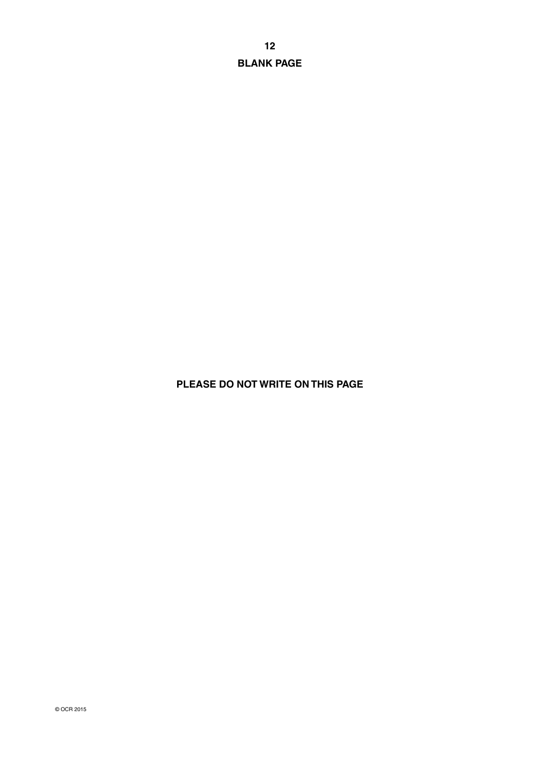**BLANK PAGE**

**PLEASE DO NOT WRITE ON THIS PAGE**

© OCR 2015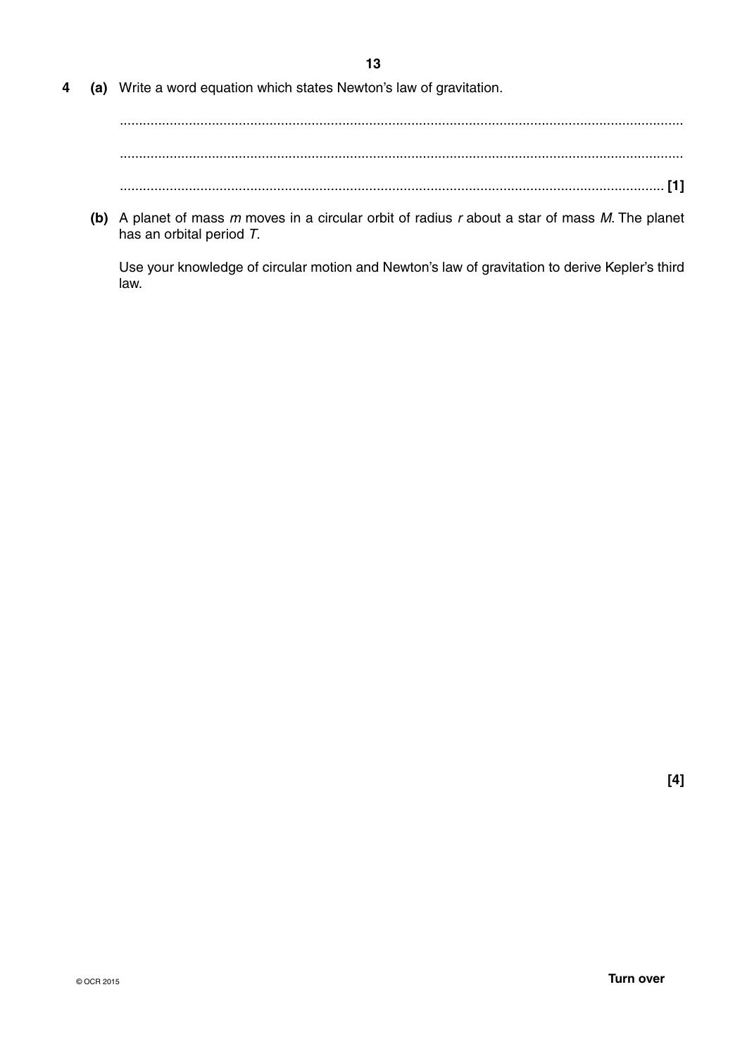4 **(a)** Write a word equation which states Newton's law of gravitation.

..........................................................................................................................................

..........................................................................................................................................

.................................................................................................................................... **[1]**

**(b)** A planet of mass $m$ moves in a circular orbit of radius $r$ about a star of mass $M$. The planet has an orbital period $T$.

Use your knowledge of circular motion and Newton's law of gravitation to derive Kepler's third law.

**[4]**

© OCR 2015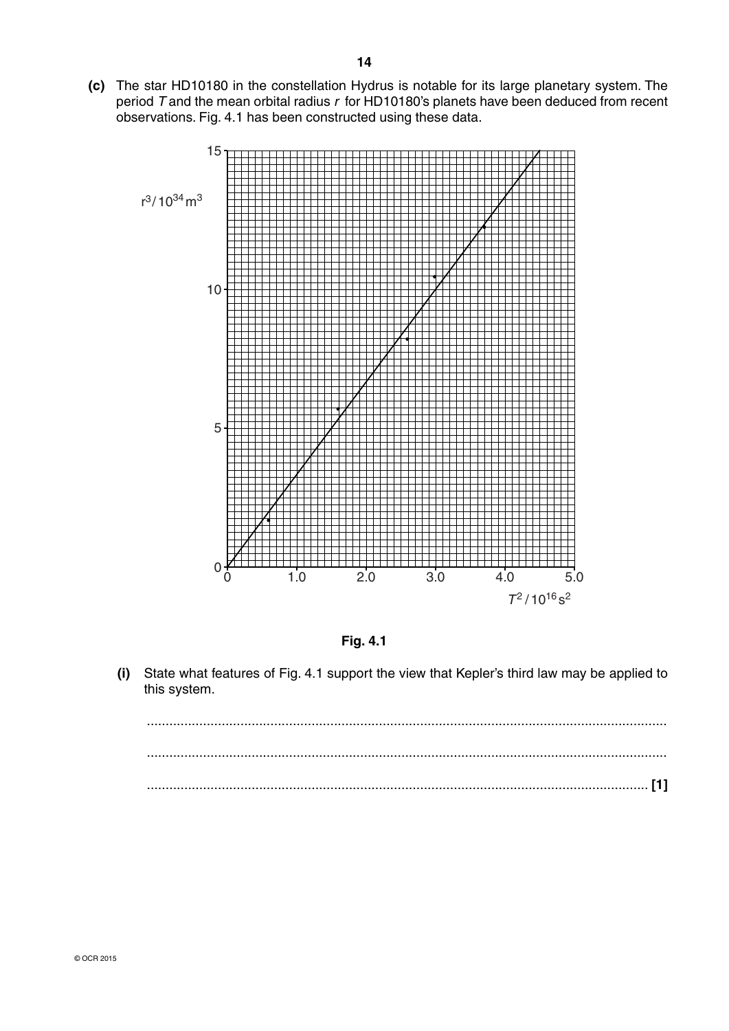**(c)** The star HD10180 in the constellation Hydrus is notable for its large planetary system. The period $T$ and the mean orbital radius $r$ for HD10180's planets have been deduced from recent observations. Fig. 4.1 has been constructed using these data.

**Fig. 4.1**

**(i)** State what features of Fig. 4.1 support the view that Kepler's third law may be applied to this system.

...........................................................................................................................................

...........................................................................................................................................

...................................................................................................................................... **[1]**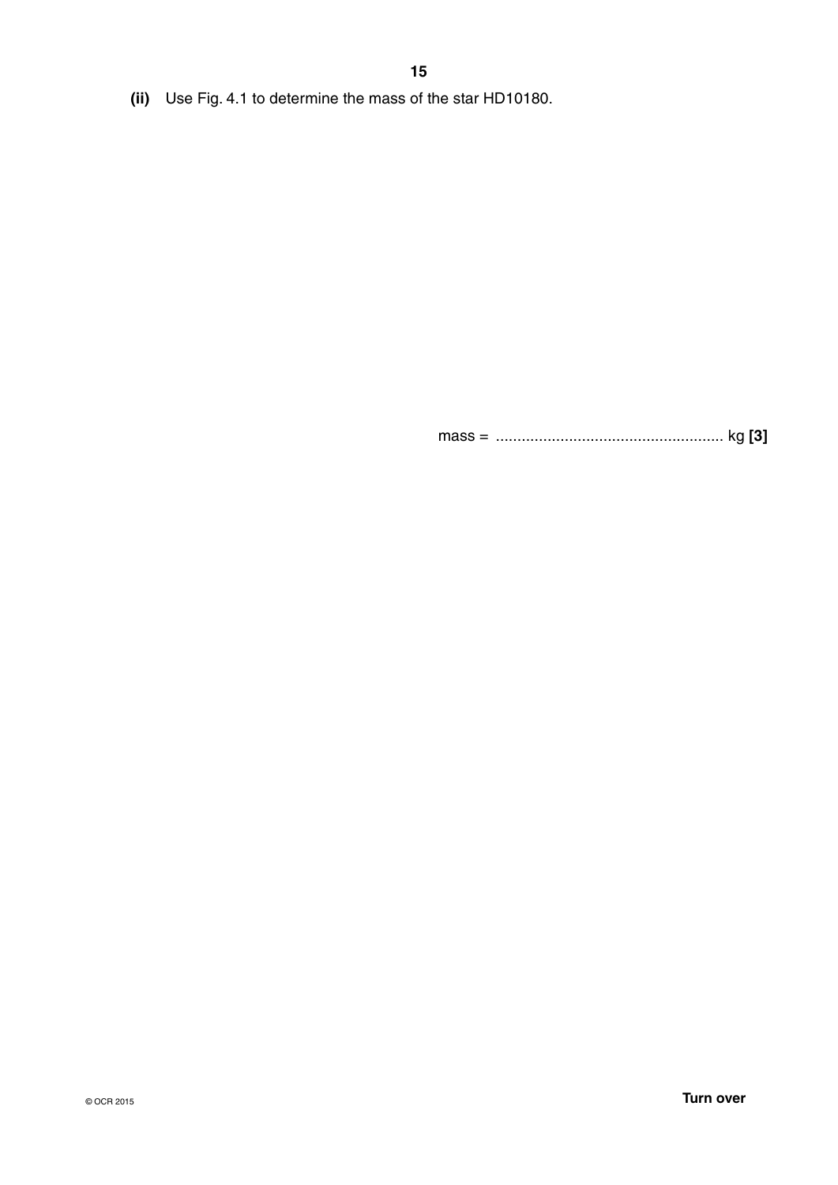**(ii)** Use Fig. 4.1 to determine the mass of the star HD10180.

mass = ..................................................... kg **[3]**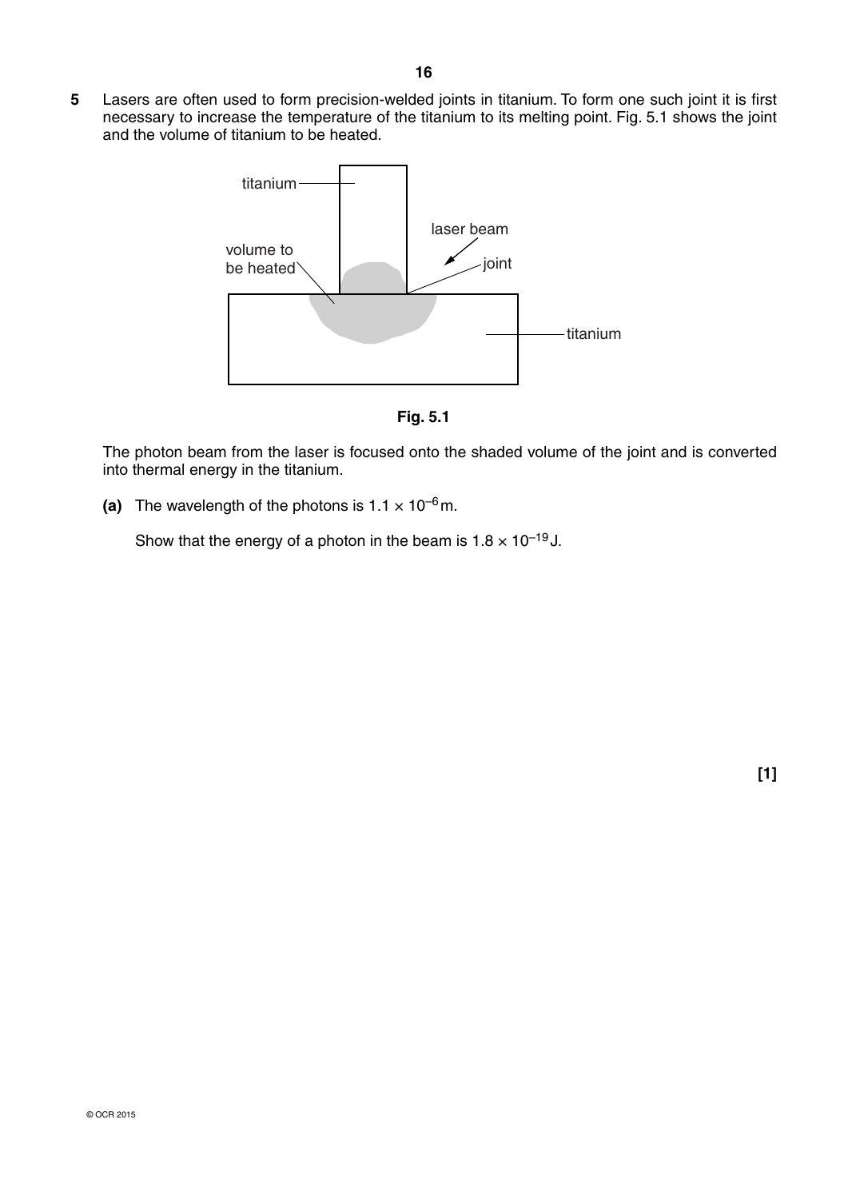**5** Lasers are often used to form precision-welded joints in titanium. To form one such joint it is first necessary to increase the temperature of the titanium to its melting point. Fig. 5.1 shows the joint and the volume of titanium to be heated.

titanium

laser beam

volume to be heated

joint

titanium

**Fig. 5.1**

The photon beam from the laser is focused onto the shaded volume of the joint and is converted into thermal energy in the titanium.

**(a)** The wavelength of the photons is $1.1 \times 10^{-6}$ m.

Show that the energy of a photon in the beam is $1.8 \times 10^{-19}$ J.

**[1]**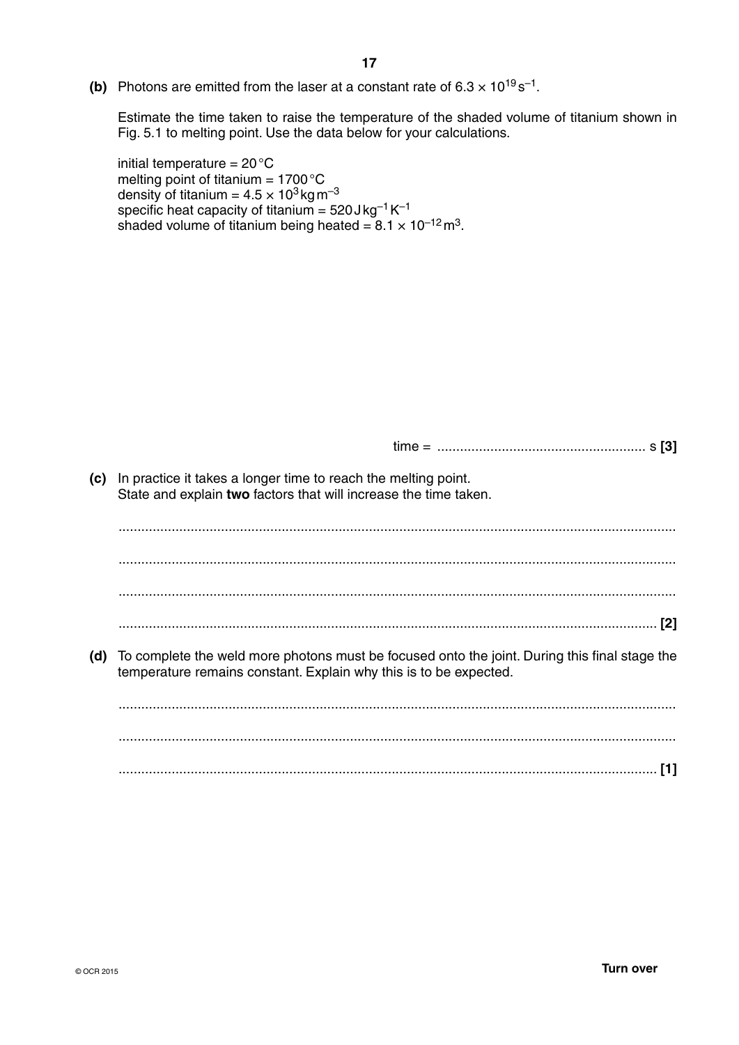**(b)** Photons are emitted from the laser at a constant rate of $6.3 \times 10^{19}\,\text{s}^{-1}$.

Estimate the time taken to raise the temperature of the shaded volume of titanium shown in Fig. 5.1 to melting point. Use the data below for your calculations.

initial temperature = 20 °C
melting point of titanium = 1700 °C
density of titanium = $4.5 \times 10^{3}\,\text{kg}\,\text{m}^{-3}$
specific heat capacity of titanium = $520\,\text{J}\,\text{kg}^{-1}\,\text{K}^{-1}$
shaded volume of titanium being heated = $8.1 \times 10^{-12}\,\text{m}^{3}$.

time = ....................................................... s **[3]**

**(c)** In practice it takes a longer time to reach the melting point.
State and explain **two** factors that will increase the time taken.

..................................................................................................................................................

..................................................................................................................................................

..................................................................................................................................................

.................................................................................................................................................. **[2]**

**(d)** To complete the weld more photons must be focused onto the joint. During this final stage the temperature remains constant. Explain why this is to be expected.

..................................................................................................................................................

..................................................................................................................................................

.................................................................................................................................................. **[1]**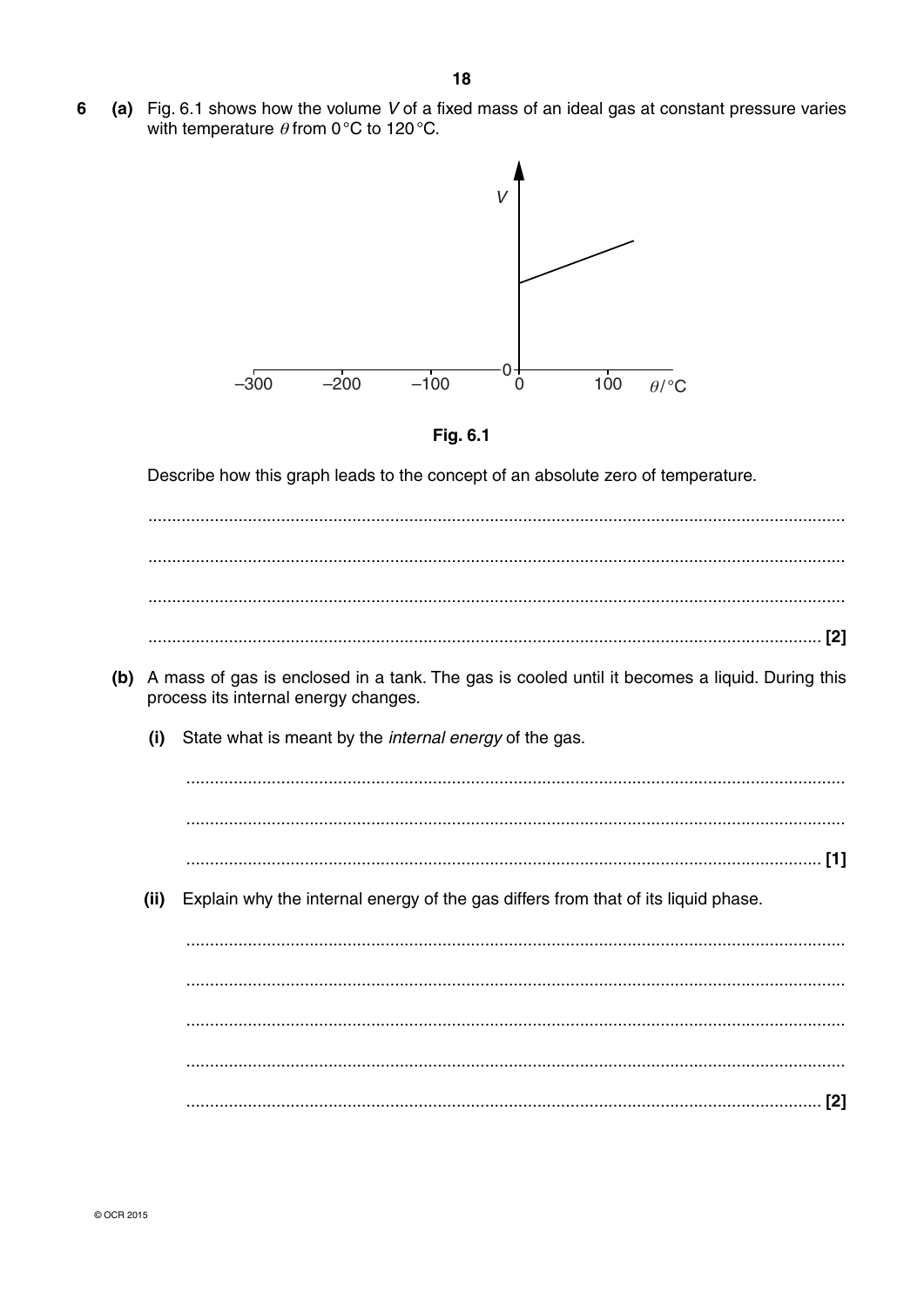**6** **(a)** Fig. 6.1 shows how the volume $V$ of a fixed mass of an ideal gas at constant pressure varies with temperature $\theta$ from 0 °C to 120 °C.

**Fig. 6.1**

Describe how this graph leads to the concept of an absolute zero of temperature.

.................................................................................................................................................

.................................................................................................................................................

.................................................................................................................................................

........................................................................................................................................... **[2]**

**(b)** A mass of gas is enclosed in a tank. The gas is cooled until it becomes a liquid. During this process its internal energy changes.

**(i)** State what is meant by the *internal energy* of the gas.

.........................................................................................................................................

.........................................................................................................................................

..................................................................................................................................... **[1]**

**(ii)** Explain why the internal energy of the gas differs from that of its liquid phase.

.........................................................................................................................................

.........................................................................................................................................

.........................................................................................................................................

.........................................................................................................................................

..................................................................................................................................... **[2]**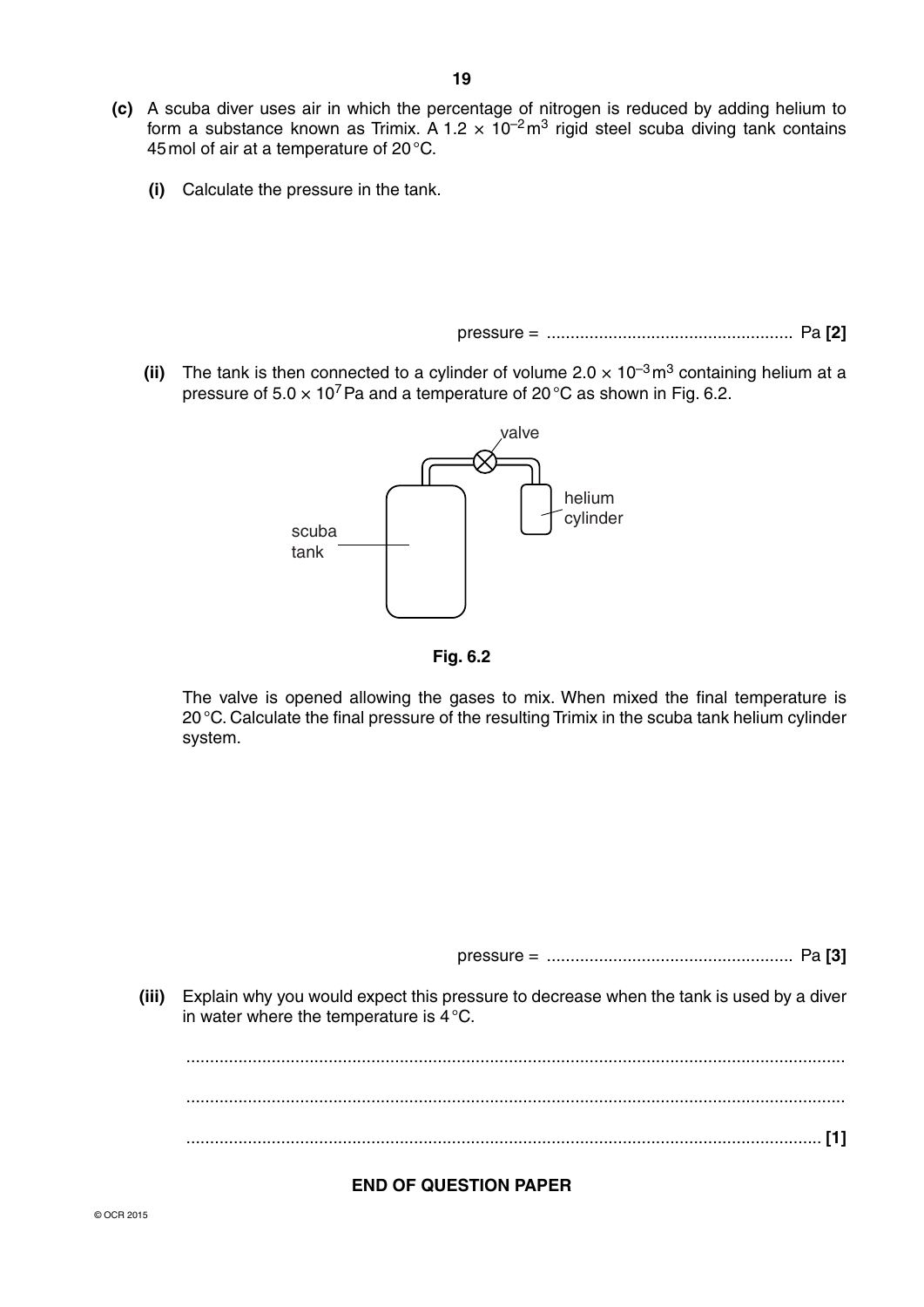**(c)** A scuba diver uses air in which the percentage of nitrogen is reduced by adding helium to form a substance known as Trimix. A $1.2 \times 10^{-2}\,m^3$ rigid steel scuba diving tank contains 45 mol of air at a temperature of 20 °C.

**(i)** Calculate the pressure in the tank.

pressure = .................................................... Pa **[2]**

**(ii)** The tank is then connected to a cylinder of volume $2.0 \times 10^{-3}\,m^3$ containing helium at a pressure of $5.0 \times 10^{7}$ Pa and a temperature of 20 °C as shown in Fig. 6.2.

**Fig. 6.2**

The valve is opened allowing the gases to mix. When mixed the final temperature is 20 °C. Calculate the final pressure of the resulting Trimix in the scuba tank helium cylinder system.

pressure = .................................................... Pa **[3]**

**(iii)** Explain why you would expect this pressure to decrease when the tank is used by a diver in water where the temperature is 4 °C.

...........................................................................................................................................

...........................................................................................................................................

...................................................................................................................................... **[1]**

**END OF QUESTION PAPER**

© OCR 2015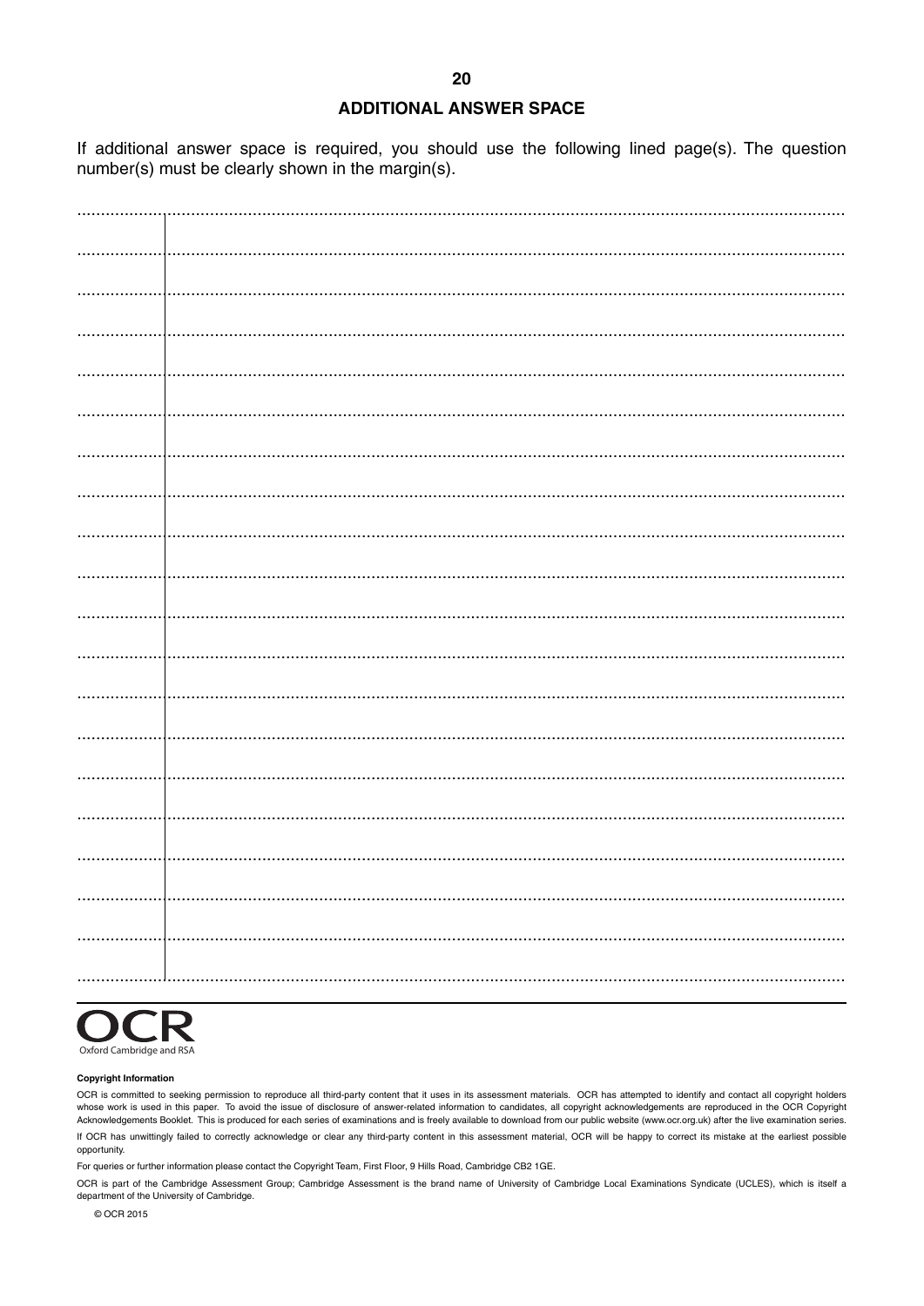## ADDITIONAL ANSWER SPACE

If additional answer space is required, you should use the following lined page(s). The question number(s) must be clearly shown in the margin(s).

OCR
Oxford Cambridge and RSA

**Copyright Information**

OCR is committed to seeking permission to reproduce all third-party content that it uses in its assessment materials. OCR has attempted to identify and contact all copyright holders whose work is used in this paper. To avoid the issue of disclosure of answer-related information to candidates, all copyright acknowledgements are reproduced in the OCR Copyright Acknowledgements Booklet. This is produced for each series of examinations and is freely available to download from our public website (www.ocr.org.uk) after the live examination series.

If OCR has unwittingly failed to correctly acknowledge or clear any third-party content in this assessment material, OCR will be happy to correct its mistake at the earliest possible opportunity.

For queries or further information please contact the Copyright Team, First Floor, 9 Hills Road, Cambridge CB2 1GE.

OCR is part of the Cambridge Assessment Group; Cambridge Assessment is the brand name of University of Cambridge Local Examinations Syndicate (UCLES), which is itself a department of the University of Cambridge.

© OCR 2015